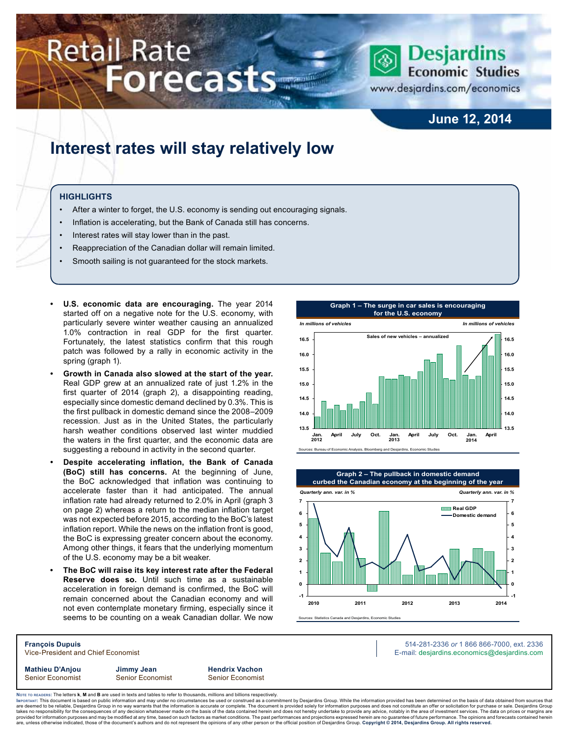# Retail Rate Forecasts

Desjardins Economic Studies
www.desjardins.com/economics

June 12, 2014

# Interest rates will stay relatively low

### HIGHLIGHTS

- After a winter to forget, the U.S. economy is sending out encouraging signals.
- Inflation is accelerating, but the Bank of Canada still has concerns.
- Interest rates will stay lower than in the past.
- Reappreciation of the Canadian dollar will remain limited.
- Smooth sailing is not guaranteed for the stock markets.

- **U.S. economic data are encouraging.** The year 2014 started off on a negative note for the U.S. economy, with particularly severe winter weather causing an annualized 1.0% contraction in real GDP for the first quarter. Fortunately, the latest statistics confirm that this rough patch was followed by a rally in economic activity in the spring (graph 1).
- **Growth in Canada also slowed at the start of the year.** Real GDP grew at an annualized rate of just 1.2% in the first quarter of 2014 (graph 2), a disappointing reading, especially since domestic demand declined by 0.3%. This is the first pullback in domestic demand since the 2008–2009 recession. Just as in the United States, the particularly harsh weather conditions observed last winter muddied the waters in the first quarter, and the economic data are suggesting a rebound in activity in the second quarter.
- **Despite accelerating inflation, the Bank of Canada (BoC) still has concerns.** At the beginning of June, the BoC acknowledged that inflation was continuing to accelerate faster than it had anticipated. The annual inflation rate had already returned to 2.0% in April (graph 3 on page 2) whereas a return to the median inflation target was not expected before 2015, according to the BoC's latest inflation report. While the news on the inflation front is good, the BoC is expressing greater concern about the economy. Among other things, it fears that the underlying momentum of the U.S. economy may be a bit weaker.
- **The BoC will raise its key interest rate after the Federal Reserve does so.** Until such time as a sustainable acceleration in foreign demand is confirmed, the BoC will remain concerned about the Canadian economy and will not even contemplate monetary firming, especially since it seems to be counting on a weak Canadian dollar. We now

**Graph 1 – The surge in car sales is encouraging for the U.S. economy**

Sources: Bureau of Economic Analysis, Bloomberg and Desjardins, Economic Studies

**Graph 2 – The pullback in domestic demand curbed the Canadian economy at the beginning of the year**

Sources: Statistics Canada and Desjardins, Economic Studies

**François Dupuis**
Vice-President and Chief Economist

514-281-2336 *or* 1 866 866-7000, ext. 2336
E-mail: desjardins.economics@desjardins.com

**Mathieu D'Anjou** — Senior Economist
**Jimmy Jean** — Senior Economist
**Hendrix Vachon** — Senior Economist

Note to readers: The letters **k**, **M** and **B** are used in texts and tables to refer to thousands, millions and billions respectively.
Important: This document is based on public information and may under no circumstances be used or construed as a commitment by Desjardins Group. While the information provided has been determined on the basis of data obtained from sources that are deemed to be reliable, Desjardins Group in no way warrants that the information is accurate or complete. The document is provided solely for information purposes and does not constitute an offer or solicitation for purchase or sale. Desjardins Group takes no responsibility for the consequences of any decision whatsoever made on the basis of the data contained herein and does not hereby undertake to provide any advice, notably in the area of investment services. The data on prices or margins are provided for information purposes and may be modified at any time, based on such factors as market conditions. The past performances and projections expressed herein are no guarantee of future performance. The opinions and forecasts contained herein are, unless otherwise indicated, those of the document's authors and do not represent the opinions of any other person or the official position of Desjardins Group. **Copyright © 2014, Desjardins Group. All rights reserved.**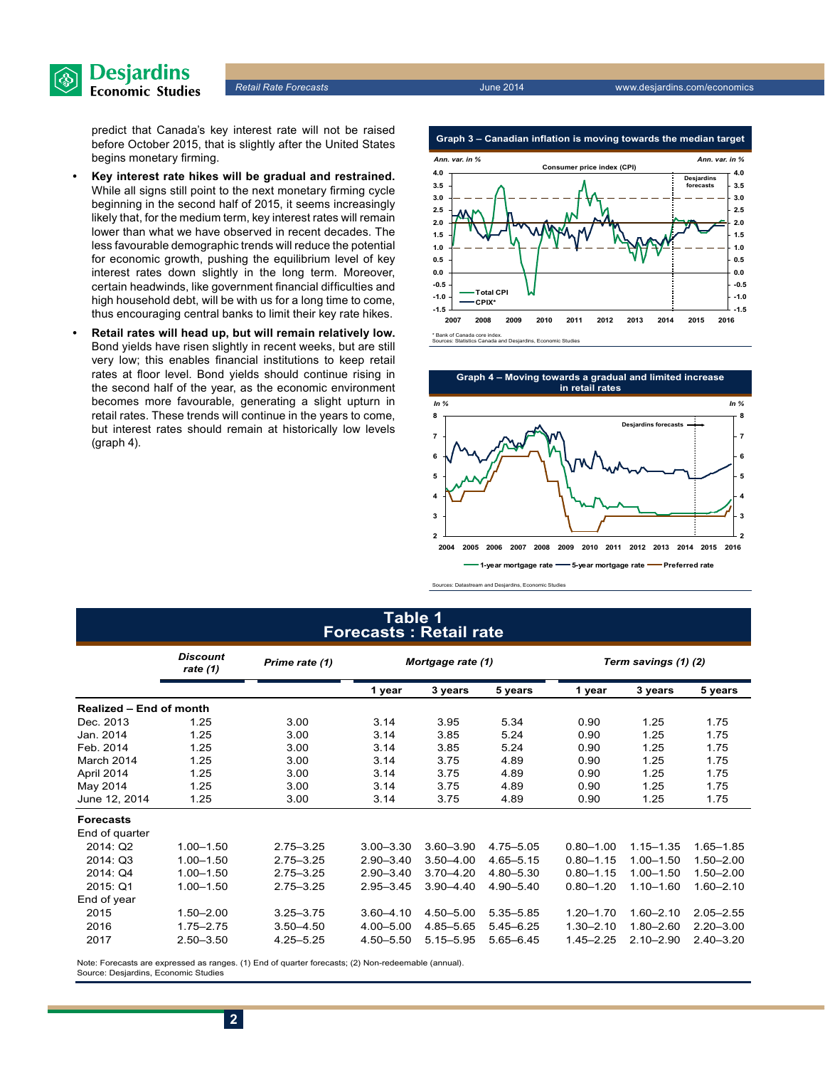predict that Canada's key interest rate will not be raised before October 2015, that is slightly after the United States begins monetary firming.

- **Key interest rate hikes will be gradual and restrained.** While all signs still point to the next monetary firming cycle beginning in the second half of 2015, it seems increasingly likely that, for the medium term, key interest rates will remain lower than what we have observed in recent decades. The less favourable demographic trends will reduce the potential for economic growth, pushing the equilibrium level of key interest rates down slightly in the long term. Moreover, certain headwinds, like government financial difficulties and high household debt, will be with us for a long time to come, thus encouraging central banks to limit their key rate hikes.
- **Retail rates will head up, but will remain relatively low.** Bond yields have risen slightly in recent weeks, but are still very low; this enables financial institutions to keep retail rates at floor level. Bond yields should continue rising in the second half of the year, as the economic environment becomes more favourable, generating a slight upturn in retail rates. These trends will continue in the years to come, but interest rates should remain at historically low levels (graph 4).

**Graph 3 – Canadian inflation is moving towards the median target**

\* Bank of Canada core index.
Sources: Statistics Canada and Desjardins, Economic Studies

**Graph 4 – Moving towards a gradual and limited increase in retail rates**

Sources: Datastream and Desjardins, Economic Studies

**Table 1**
**Forecasts : Retail rate**

| | Discount rate (1) | Prime rate (1) | Mortgage rate (1) | | | Term savings (1) (2) | | |
|---|---|---|---|---|---|---|---|---|
| | | | 1 year | 3 years | 5 years | 1 year | 3 years | 5 years |
| **Realized – End of month** | | | | | | | | |
| Dec. 2013 | 1.25 | 3.00 | 3.14 | 3.95 | 5.34 | 0.90 | 1.25 | 1.75 |
| Jan. 2014 | 1.25 | 3.00 | 3.14 | 3.85 | 5.24 | 0.90 | 1.25 | 1.75 |
| Feb. 2014 | 1.25 | 3.00 | 3.14 | 3.85 | 5.24 | 0.90 | 1.25 | 1.75 |
| March 2014 | 1.25 | 3.00 | 3.14 | 3.75 | 4.89 | 0.90 | 1.25 | 1.75 |
| April 2014 | 1.25 | 3.00 | 3.14 | 3.75 | 4.89 | 0.90 | 1.25 | 1.75 |
| May 2014 | 1.25 | 3.00 | 3.14 | 3.75 | 4.89 | 0.90 | 1.25 | 1.75 |
| June 12, 2014 | 1.25 | 3.00 | 3.14 | 3.75 | 4.89 | 0.90 | 1.25 | 1.75 |
| **Forecasts** | | | | | | | | |
| End of quarter | | | | | | | | |
| 2014: Q2 | 1.00–1.50 | 2.75–3.25 | 3.00–3.30 | 3.60–3.90 | 4.75–5.05 | 0.80–1.00 | 1.15–1.35 | 1.65–1.85 |
| 2014: Q3 | 1.00–1.50 | 2.75–3.25 | 2.90–3.40 | 3.50–4.00 | 4.65–5.15 | 0.80–1.15 | 1.00–1.50 | 1.50–2.00 |
| 2014: Q4 | 1.00–1.50 | 2.75–3.25 | 2.90–3.40 | 3.70–4.20 | 4.80–5.30 | 0.80–1.15 | 1.00–1.50 | 1.50–2.00 |
| 2015: Q1 | 1.00–1.50 | 2.75–3.25 | 2.95–3.45 | 3.90–4.40 | 4.90–5.40 | 0.80–1.20 | 1.10–1.60 | 1.60–2.10 |
| End of year | | | | | | | | |
| 2015 | 1.50–2.00 | 3.25–3.75 | 3.60–4.10 | 4.50–5.00 | 5.35–5.85 | 1.20–1.70 | 1.60–2.10 | 2.05–2.55 |
| 2016 | 1.75–2.75 | 3.50–4.50 | 4.00–5.00 | 4.85–5.65 | 5.45–6.25 | 1.30–2.10 | 1.80–2.60 | 2.20–3.00 |
| 2017 | 2.50–3.50 | 4.25–5.25 | 4.50–5.50 | 5.15–5.95 | 5.65–6.45 | 1.45–2.25 | 2.10–2.90 | 2.40–3.20 |

Note: Forecasts are expressed as ranges. (1) End of quarter forecasts; (2) Non-redeemable (annual).
Source: Desjardins, Economic Studies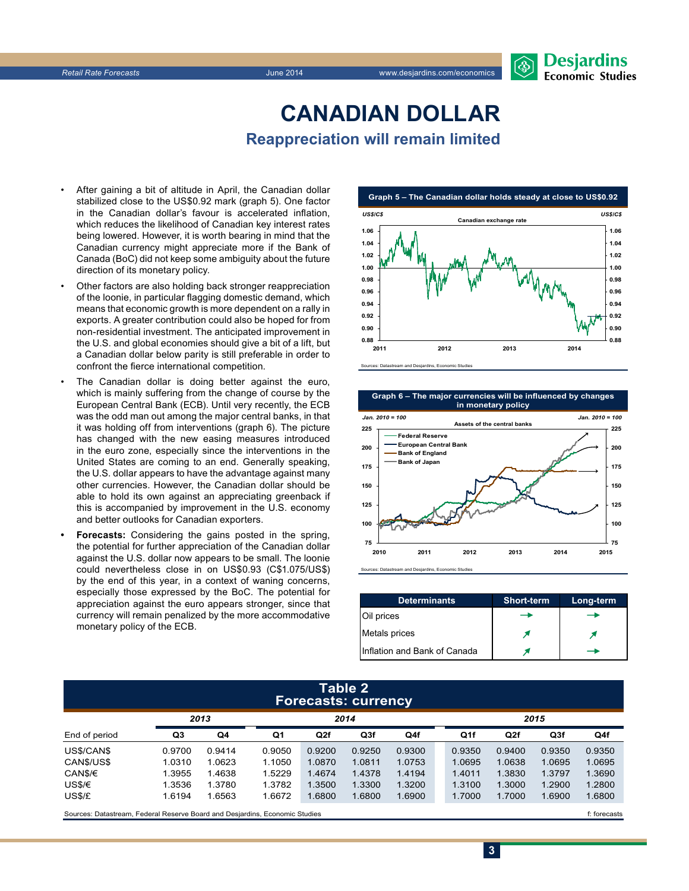# CANADIAN DOLLAR

## Reappreciation will remain limited

- After gaining a bit of altitude in April, the Canadian dollar stabilized close to the US$0.92 mark (graph 5). One factor in the Canadian dollar's favour is accelerated inflation, which reduces the likelihood of Canadian key interest rates being lowered. However, it is worth bearing in mind that the Canadian currency might appreciate more if the Bank of Canada (BoC) did not keep some ambiguity about the future direction of its monetary policy.
- Other factors are also holding back stronger reappreciation of the loonie, in particular flagging domestic demand, which means that economic growth is more dependent on a rally in exports. A greater contribution could also be hoped for from non-residential investment. The anticipated improvement in the U.S. and global economies should give a bit of a lift, but a Canadian dollar below parity is still preferable in order to confront the fierce international competition.
- The Canadian dollar is doing better against the euro, which is mainly suffering from the change of course by the European Central Bank (ECB). Until very recently, the ECB was the odd man out among the major central banks, in that it was holding off from interventions (graph 6). The picture has changed with the new easing measures introduced in the euro zone, especially since the interventions in the United States are coming to an end. Generally speaking, the U.S. dollar appears to have the advantage against many other currencies. However, the Canadian dollar should be able to hold its own against an appreciating greenback if this is accompanied by improvement in the U.S. economy and better outlooks for Canadian exporters.
- **Forecasts:** Considering the gains posted in the spring, the potential for further appreciation of the Canadian dollar against the U.S. dollar now appears to be small. The loonie could nevertheless close in on US$0.93 (C$1.075/US$) by the end of this year, in a context of waning concerns, especially those expressed by the BoC. The potential for appreciation against the euro appears stronger, since that currency will remain penalized by the more accommodative monetary policy of the ECB.

**Graph 5 – The Canadian dollar holds steady at close to US$0.92**

Sources: Datastream and Desjardins, Economic Studies

**Graph 6 – The major currencies will be influenced by changes in monetary policy**

Sources: Datastream and Desjardins, Economic Studies

| Determinants | Short-term | Long-term |
|---|---|---|
| Oil prices | → | → |
| Metals prices | ↗ | ↗ |
| Inflation and Bank of Canada | ↗ | → |

**Table 2**
**Forecasts: currency**

| | 2013 | | 2014 | | | | 2015 | | | |
|---|---|---|---|---|---|---|---|---|---|---|
| End of period | Q3 | Q4 | Q1 | Q2f | Q3f | Q4f | Q1f | Q2f | Q3f | Q4f |
| US$/CAN$ | 0.9700 | 0.9414 | 0.9050 | 0.9200 | 0.9250 | 0.9300 | 0.9350 | 0.9400 | 0.9350 | 0.9350 |
| CAN$/US$ | 1.0310 | 1.0623 | 1.1050 | 1.0870 | 1.0811 | 1.0753 | 1.0695 | 1.0638 | 1.0695 | 1.0695 |
| CAN$/€ | 1.3955 | 1.4638 | 1.5229 | 1.4674 | 1.4378 | 1.4194 | 1.4011 | 1.3830 | 1.3797 | 1.3690 |
| US$/€ | 1.3536 | 1.3780 | 1.3782 | 1.3500 | 1.3300 | 1.3200 | 1.3100 | 1.3000 | 1.2900 | 1.2800 |
| US$/£ | 1.6194 | 1.6563 | 1.6672 | 1.6800 | 1.6800 | 1.6900 | 1.7000 | 1.7000 | 1.6900 | 1.6800 |

Sources: Datastream, Federal Reserve Board and Desjardins, Economic Studies — f: forecasts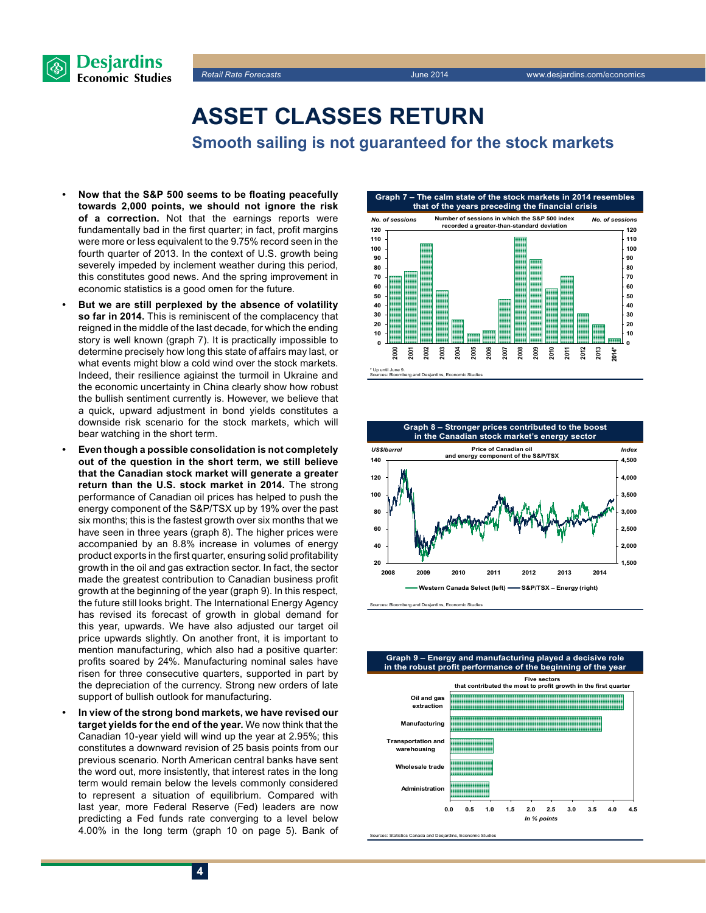# ASSET CLASSES RETURN

## Smooth sailing is not guaranteed for the stock markets

- **Now that the S&P 500 seems to be floating peacefully towards 2,000 points, we should not ignore the risk of a correction.** Not that the earnings reports were fundamentally bad in the first quarter; in fact, profit margins were more or less equivalent to the 9.75% record seen in the fourth quarter of 2013. In the context of U.S. growth being severely impeded by inclement weather during this period, this constitutes good news. And the spring improvement in economic statistics is a good omen for the future.
- **But we are still perplexed by the absence of volatility so far in 2014.** This is reminiscent of the complacency that reigned in the middle of the last decade, for which the ending story is well known (graph 7). It is practically impossible to determine precisely how long this state of affairs may last, or what events might blow a cold wind over the stock markets. Indeed, their resilience agiainst the turmoil in Ukraine and the economic uncertainty in China clearly show how robust the bullish sentiment currently is. However, we believe that a quick, upward adjustment in bond yields constitutes a downside risk scenario for the stock markets, which will bear watching in the short term.
- **Even though a possible consolidation is not completely out of the question in the short term, we still believe that the Canadian stock market will generate a greater return than the U.S. stock market in 2014.** The strong performance of Canadian oil prices has helped to push the energy component of the S&P/TSX up by 19% over the past six months; this is the fastest growth over six months that we have seen in three years (graph 8). The higher prices were accompanied by an 8.8% increase in volumes of energy product exports in the first quarter, ensuring solid profitability growth in the oil and gas extraction sector. In fact, the sector made the greatest contribution to Canadian business profit growth at the beginning of the year (graph 9). In this respect, the future still looks bright. The International Energy Agency has revised its forecast of growth in global demand for this year, upwards. We have also adjusted our target oil price upwards slightly. On another front, it is important to mention manufacturing, which also had a positive quarter: profits soared by 24%. Manufacturing nominal sales have risen for three consecutive quarters, supported in part by the depreciation of the currency. Strong new orders of late support of bullish outlook for manufacturing.
- **In view of the strong bond markets, we have revised our target yields for the end of the year.** We now think that the Canadian 10-year yield will wind up the year at 2.95%; this constitutes a downward revision of 25 basis points from our previous scenario. North American central banks have sent the word out, more insistently, that interest rates in the long term would remain below the levels commonly considered to represent a situation of equilibrium. Compared with last year, more Federal Reserve (Fed) leaders are now predicting a Fed funds rate converging to a level below 4.00% in the long term (graph 10 on page 5). Bank of

**Graph 7 – The calm state of the stock markets in 2014 resembles that of the years preceding the financial crisis**

Number of sessions in which the S&P 500 index recorded a greater-than-standard deviation (No. of sessions)

\* Up until June 9.
Sources: Bloomberg and Desjardins, Economic Studies

**Graph 8 – Stronger prices contributed to the boost in the Canadian stock market's energy sector**

Price of Canadian oil and energy component of the S&P/TSX — Western Canada Select (left, US$/barrel); S&P/TSX – Energy (right, Index)

Sources: Bloomberg and Desjardins, Economic Studies

**Graph 9 – Energy and manufacturing played a decisive role in the robust profit performance of the beginning of the year**

Five sectors that contributed the most to profit growth in the first quarter (In % points): Oil and gas extraction; Manufacturing; Transportation and warehousing; Wholesale trade; Administration

Sources: Statistics Canada and Desjardins, Economic Studies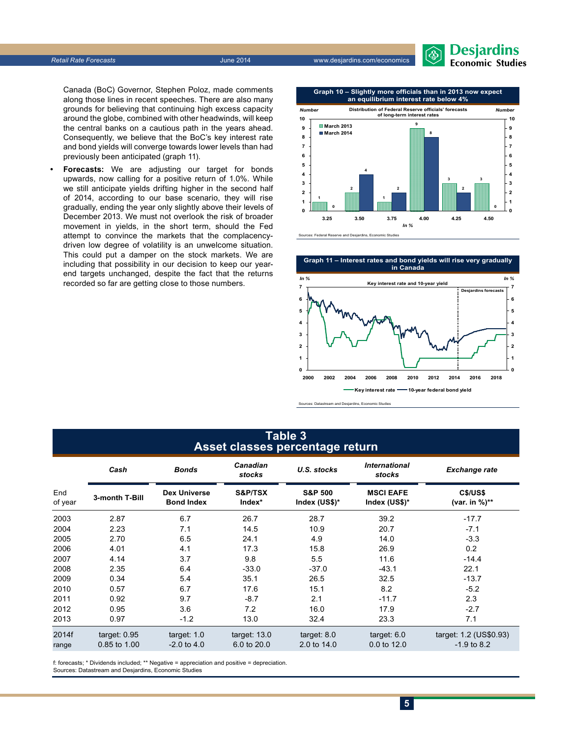Canada (BoC) Governor, Stephen Poloz, made comments along those lines in recent speeches. There are also many grounds for believing that continuing high excess capacity around the globe, combined with other headwinds, will keep the central banks on a cautious path in the years ahead. Consequently, we believe that the BoC's key interest rate and bond yields will converge towards lower levels than had previously been anticipated (graph 11).

- **Forecasts:** We are adjusting our target for bonds upwards, now calling for a positive return of 1.0%. While we still anticipate yields drifting higher in the second half of 2014, according to our base scenario, they will rise gradually, ending the year only slightly above their levels of December 2013. We must not overlook the risk of broader movement in yields, in the short term, should the Fed attempt to convince the markets that the complacency-driven low degree of volatility is an unwelcome situation. This could put a damper on the stock markets. We are including that possibility in our decision to keep our year-end targets unchanged, despite the fact that the returns recorded so far are getting close to those numbers.

**Graph 10 – Slightly more officials than in 2013 now expect an equilibrium interest rate below 4%**

Distribution of Federal Reserve officials' forecasts of long-term interest rates

Number

March 2013
March 2014

3.25: 1, 0
3.50: 2, 4
3.75: 1, 2
4.00: 9, 8
4.25: 3, 2
4.50: 3, 0

In %

Sources: Federal Reserve and Desjardins, Economic Studies

**Graph 11 – Interest rates and bond yields will rise very gradually in Canada**

Key interest rate and 10-year yield

In %

Desjardins forecasts

2000 2002 2004 2006 2008 2010 2012 2014 2016 2018

Key interest rate — 10-year federal bond yield

Sources: Datastream and Desjardins, Economic Studies

## Table 3
## Asset classes percentage return

| | *Cash* | *Bonds* | *Canadian stocks* | *U.S. stocks* | *International stocks* | *Exchange rate* |
|---|---|---|---|---|---|---|
| End of year | **3-month T-Bill** | **Dex Universe Bond Index** | **S&P/TSX Index*** | **S&P 500 Index (US$)*** | **MSCI EAFE Index (US$)*** | **C$/US$ (var. in %)**** |
| 2003 | 2.87 | 6.7 | 26.7 | 28.7 | 39.2 | -17.7 |
| 2004 | 2.23 | 7.1 | 14.5 | 10.9 | 20.7 | -7.1 |
| 2005 | 2.70 | 6.5 | 24.1 | 4.9 | 14.0 | -3.3 |
| 2006 | 4.01 | 4.1 | 17.3 | 15.8 | 26.9 | 0.2 |
| 2007 | 4.14 | 3.7 | 9.8 | 5.5 | 11.6 | -14.4 |
| 2008 | 2.35 | 6.4 | -33.0 | -37.0 | -43.1 | 22.1 |
| 2009 | 0.34 | 5.4 | 35.1 | 26.5 | 32.5 | -13.7 |
| 2010 | 0.57 | 6.7 | 17.6 | 15.1 | 8.2 | -5.2 |
| 2011 | 0.92 | 9.7 | -8.7 | 2.1 | -11.7 | 2.3 |
| 2012 | 0.95 | 3.6 | 7.2 | 16.0 | 17.9 | -2.7 |
| 2013 | 0.97 | -1.2 | 13.0 | 32.4 | 23.3 | 7.1 |
| 2014f | target: 0.95 | target: 1.0 | target: 13.0 | target: 8.0 | target: 6.0 | target: 1.2 (US$0.93) |
| range | 0.85 to 1.00 | -2.0 to 4.0 | 6.0 to 20.0 | 2.0 to 14.0 | 0.0 to 12.0 | -1.9 to 8.2 |

f: forecasts; * Dividends included; ** Negative = appreciation and positive = depreciation.
Sources: Datastream and Desjardins, Economic Studies